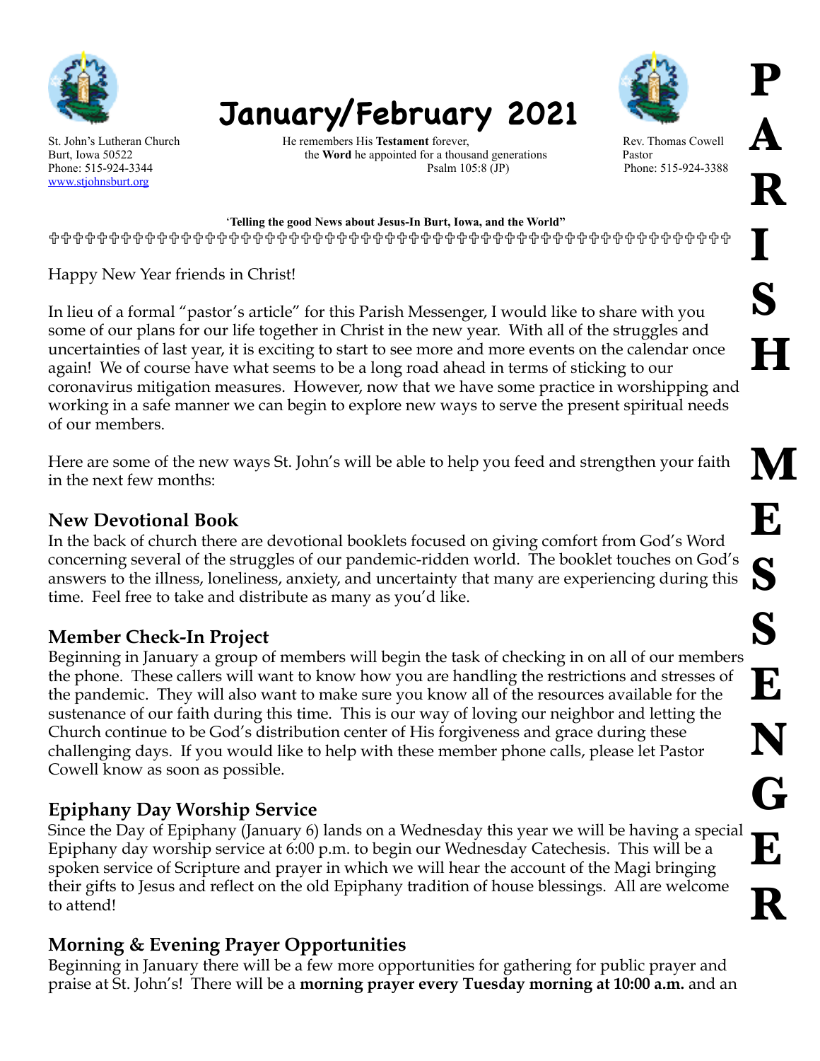# January/February 2021

St. John's Lutheran Church
Burt, Iowa 50522
Phone: 515-924-3344
www.stjohnsburt.org

He remembers His **Testament** forever,
the **Word** he appointed for a thousand generations
Psalm 105:8 (JP)

Rev. Thomas Cowell
Pastor
Phone: 515-924-3388

**PARISH MESSENGER**

'**Telling the good News about Jesus-In Burt, Iowa, and the World"**

Happy New Year friends in Christ!

In lieu of a formal "pastor's article" for this Parish Messenger, I would like to share with you some of our plans for our life together in Christ in the new year. With all of the struggles and uncertainties of last year, it is exciting to start to see more and more events on the calendar once again! We of course have what seems to be a long road ahead in terms of sticking to our coronavirus mitigation measures. However, now that we have some practice in worshipping and working in a safe manner we can begin to explore new ways to serve the present spiritual needs of our members.

Here are some of the new ways St. John's will be able to help you feed and strengthen your faith in the next few months:

## New Devotional Book

In the back of church there are devotional booklets focused on giving comfort from God's Word concerning several of the struggles of our pandemic-ridden world. The booklet touches on God's answers to the illness, loneliness, anxiety, and uncertainty that many are experiencing during this time. Feel free to take and distribute as many as you'd like.

## Member Check-In Project

Beginning in January a group of members will begin the task of checking in on all of our members the phone. These callers will want to know how you are handling the restrictions and stresses of the pandemic. They will also want to make sure you know all of the resources available for the sustenance of our faith during this time. This is our way of loving our neighbor and letting the Church continue to be God's distribution center of His forgiveness and grace during these challenging days. If you would like to help with these member phone calls, please let Pastor Cowell know as soon as possible.

## Epiphany Day Worship Service

Since the Day of Epiphany (January 6) lands on a Wednesday this year we will be having a special Epiphany day worship service at 6:00 p.m. to begin our Wednesday Catechesis. This will be a spoken service of Scripture and prayer in which we will hear the account of the Magi bringing their gifts to Jesus and reflect on the old Epiphany tradition of house blessings. All are welcome to attend!

## Morning & Evening Prayer Opportunities

Beginning in January there will be a few more opportunities for gathering for public prayer and praise at St. John's! There will be a **morning prayer every Tuesday morning at 10:00 a.m.** and an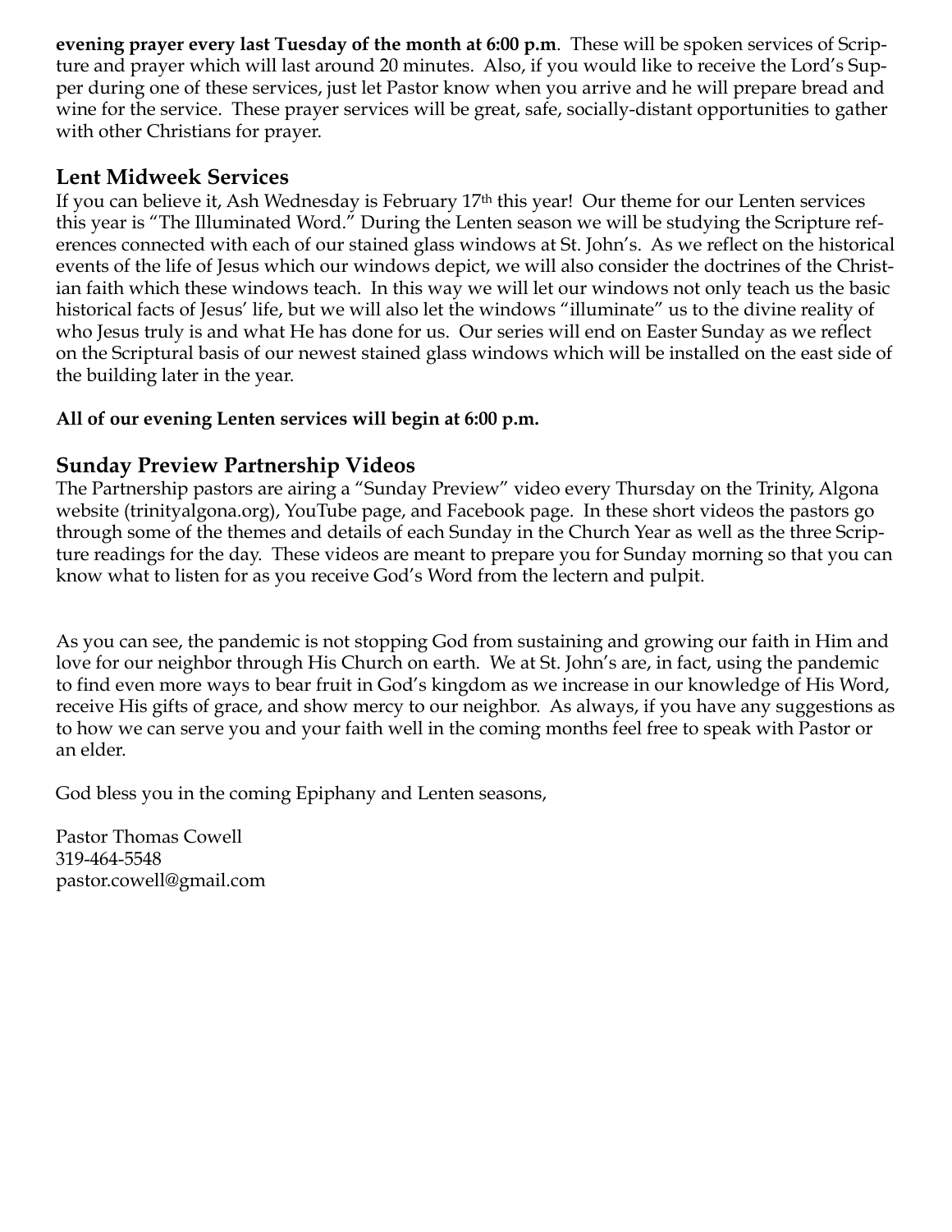**evening prayer every last Tuesday of the month at 6:00 p.m**. These will be spoken services of Scripture and prayer which will last around 20 minutes. Also, if you would like to receive the Lord's Supper during one of these services, just let Pastor know when you arrive and he will prepare bread and wine for the service. These prayer services will be great, safe, socially-distant opportunities to gather with other Christians for prayer.

## Lent Midweek Services

If you can believe it, Ash Wednesday is February 17th this year! Our theme for our Lenten services this year is "The Illuminated Word." During the Lenten season we will be studying the Scripture references connected with each of our stained glass windows at St. John's. As we reflect on the historical events of the life of Jesus which our windows depict, we will also consider the doctrines of the Christian faith which these windows teach. In this way we will let our windows not only teach us the basic historical facts of Jesus' life, but we will also let the windows "illuminate" us to the divine reality of who Jesus truly is and what He has done for us. Our series will end on Easter Sunday as we reflect on the Scriptural basis of our newest stained glass windows which will be installed on the east side of the building later in the year.

**All of our evening Lenten services will begin at 6:00 p.m.**

## Sunday Preview Partnership Videos

The Partnership pastors are airing a "Sunday Preview" video every Thursday on the Trinity, Algona website (trinityalgona.org), YouTube page, and Facebook page. In these short videos the pastors go through some of the themes and details of each Sunday in the Church Year as well as the three Scripture readings for the day. These videos are meant to prepare you for Sunday morning so that you can know what to listen for as you receive God's Word from the lectern and pulpit.

As you can see, the pandemic is not stopping God from sustaining and growing our faith in Him and love for our neighbor through His Church on earth. We at St. John's are, in fact, using the pandemic to find even more ways to bear fruit in God's kingdom as we increase in our knowledge of His Word, receive His gifts of grace, and show mercy to our neighbor. As always, if you have any suggestions as to how we can serve you and your faith well in the coming months feel free to speak with Pastor or an elder.

God bless you in the coming Epiphany and Lenten seasons,

Pastor Thomas Cowell
319-464-5548
pastor.cowell@gmail.com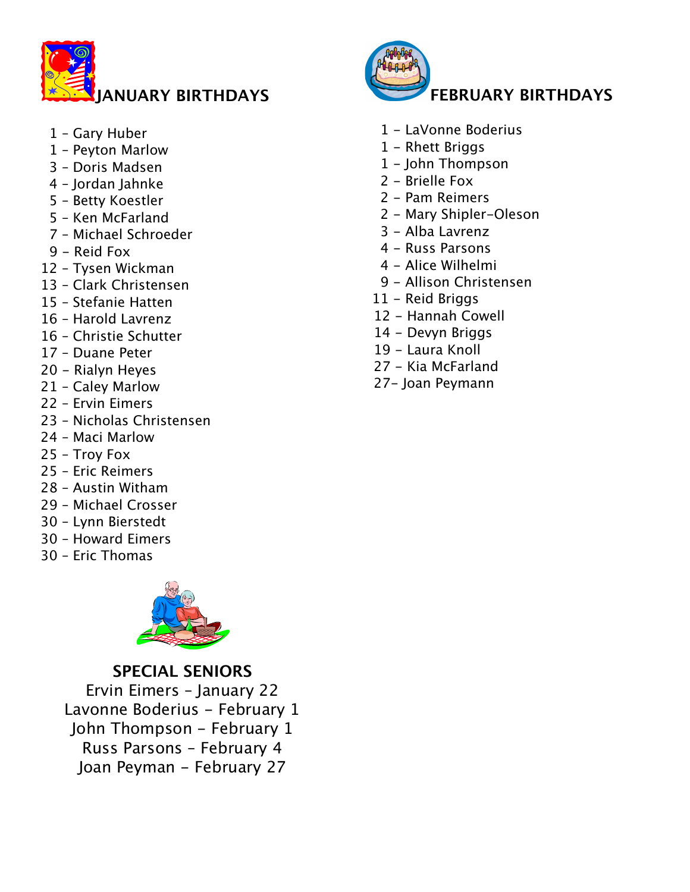## JANUARY BIRTHDAYS

1 – Gary Huber
1 – Peyton Marlow
3 – Doris Madsen
4 – Jordan Jahnke
5 – Betty Koestler
5 – Ken McFarland
7 – Michael Schroeder
9 – Reid Fox
12 – Tysen Wickman
13 – Clark Christensen
15 – Stefanie Hatten
16 – Harold Lavrenz
16 – Christie Schutter
17 – Duane Peter
20 – Rialyn Heyes
21 – Caley Marlow
22 – Ervin Eimers
23 – Nicholas Christensen
24 – Maci Marlow
25 – Troy Fox
25 – Eric Reimers
28 – Austin Witham
29 – Michael Crosser
30 – Lynn Bierstedt
30 – Howard Eimers
30 – Eric Thomas

**SPECIAL SENIORS**

Ervin Eimers – January 22
Lavonne Boderius – February 1
John Thompson – February 1
Russ Parsons – February 4
Joan Peyman – February 27

## FEBRUARY BIRTHDAYS

1 – LaVonne Boderius
1 – Rhett Briggs
1 – John Thompson
2 – Brielle Fox
2 – Pam Reimers
2 – Mary Shipler-Oleson
3 – Alba Lavrenz
4 – Russ Parsons
4 – Alice Wilhelmi
9 – Allison Christensen
11 – Reid Briggs
12 – Hannah Cowell
14 – Devyn Briggs
19 – Laura Knoll
27 – Kia McFarland
27– Joan Peymann